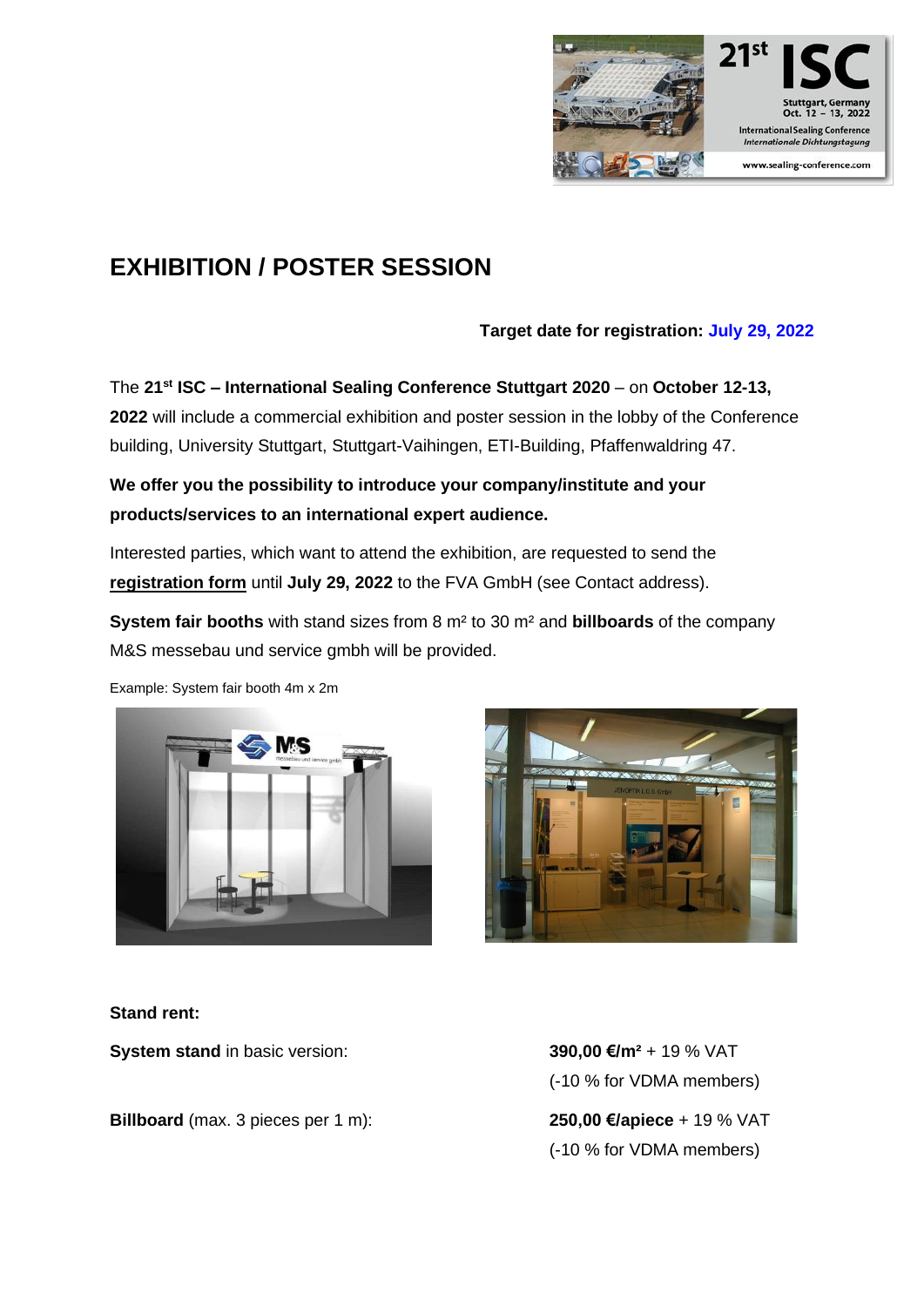# EXHIBITION / POSTER SESSION

**Target date for registration: July 29, 2022**

The **21st ISC – International Sealing Conference Stuttgart 2020** – on **October 12-13, 2022** will include a commercial exhibition and poster session in the lobby of the Conference building, University Stuttgart, Stuttgart-Vaihingen, ETI-Building, Pfaffenwaldring 47.

**We offer you the possibility to introduce your company/institute and your products/services to an international expert audience.**

Interested parties, which want to attend the exhibition, are requested to send the **registration form** until **July 29, 2022** to the FVA GmbH (see Contact address).

**System fair booths** with stand sizes from 8 m² to 30 m² and **billboards** of the company M&S messebau und service gmbh will be provided.

Example: System fair booth 4m x 2m

**Stand rent:**

| | |
|---|---|
| **System stand** in basic version: | **390,00 €/m²** + 19 % VAT (-10 % for VDMA members) |
| **Billboard** (max. 3 pieces per 1 m): | **250,00 €/apiece** + 19 % VAT (-10 % for VDMA members) |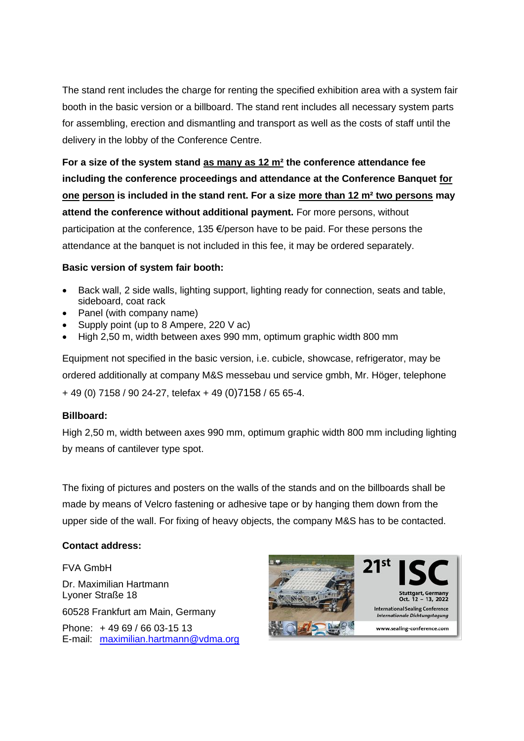The stand rent includes the charge for renting the specified exhibition area with a system fair booth in the basic version or a billboard. The stand rent includes all necessary system parts for assembling, erection and dismantling and transport as well as the costs of staff until the delivery in the lobby of the Conference Centre.

**For a size of the system stand as many as 12 m² the conference attendance fee including the conference proceedings and attendance at the Conference Banquet for one person is included in the stand rent. For a size more than 12 m² two persons may attend the conference without additional payment.** For more persons, without participation at the conference, 135 €/person have to be paid. For these persons the attendance at the banquet is not included in this fee, it may be ordered separately.

**Basic version of system fair booth:**

- Back wall, 2 side walls, lighting support, lighting ready for connection, seats and table, sideboard, coat rack
- Panel (with company name)
- Supply point (up to 8 Ampere, 220 V ac)
- High 2,50 m, width between axes 990 mm, optimum graphic width 800 mm

Equipment not specified in the basic version, i.e. cubicle, showcase, refrigerator, may be ordered additionally at company M&S messebau und service gmbh, Mr. Höger, telephone + 49 (0) 7158 / 90 24-27, telefax + 49 (0)7158 / 65 65-4.

**Billboard:**

High 2,50 m, width between axes 990 mm, optimum graphic width 800 mm including lighting by means of cantilever type spot.

The fixing of pictures and posters on the walls of the stands and on the billboards shall be made by means of Velcro fastening or adhesive tape or by hanging them down from the upper side of the wall. For fixing of heavy objects, the company M&S has to be contacted.

**Contact address:**

FVA GmbH

Dr. Maximilian Hartmann
Lyoner Straße 18

60528 Frankfurt am Main, Germany

Phone: + 49 69 / 66 03-15 13
E-mail: maximilian.hartmann@vdma.org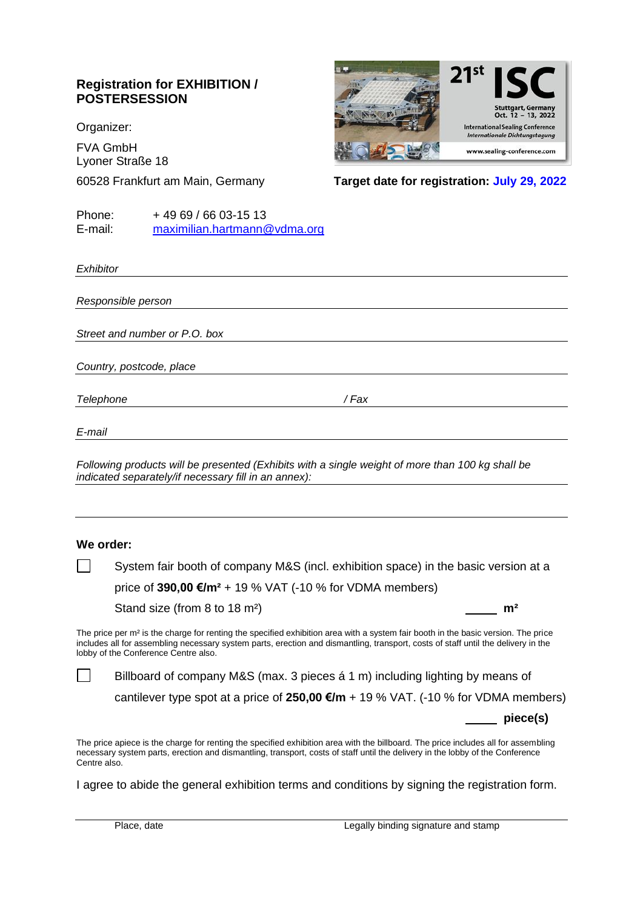## Registration for EXHIBITION / POSTERSESSION

Organizer:

FVA GmbH
Lyoner Straße 18

60528 Frankfurt am Main, Germany

**Target date for registration: July 29, 2022**

Phone: + 49 69 / 66 03-15 13
E-mail: maximilian.hartmann@vdma.org

*Exhibitor*

*Responsible person*

*Street and number or P.O. box*

*Country, postcode, place*

*Telephone* */ Fax*

*E-mail*

*Following products will be presented (Exhibits with a single weight of more than 100 kg shall be indicated separately/if necessary fill in an annex):*

**We order:**

☐ System fair booth of company M&S (incl. exhibition space) in the basic version at a price of **390,00 €/m²** + 19 % VAT (-10 % for VDMA members)

Stand size (from 8 to 18 m²) _____ **m²**

The price per m² is the charge for renting the specified exhibition area with a system fair booth in the basic version. The price includes all for assembling necessary system parts, erection and dismantling, transport, costs of staff until the delivery in the lobby of the Conference Centre also.

☐ Billboard of company M&S (max. 3 pieces á 1 m) including lighting by means of cantilever type spot at a price of **250,00 €/m** + 19 % VAT. (-10 % for VDMA members)

_____ **piece(s)**

The price apiece is the charge for renting the specified exhibition area with the billboard. The price includes all for assembling necessary system parts, erection and dismantling, transport, costs of staff until the delivery in the lobby of the Conference Centre also.

I agree to abide the general exhibition terms and conditions by signing the registration form.

Place, date Legally binding signature and stamp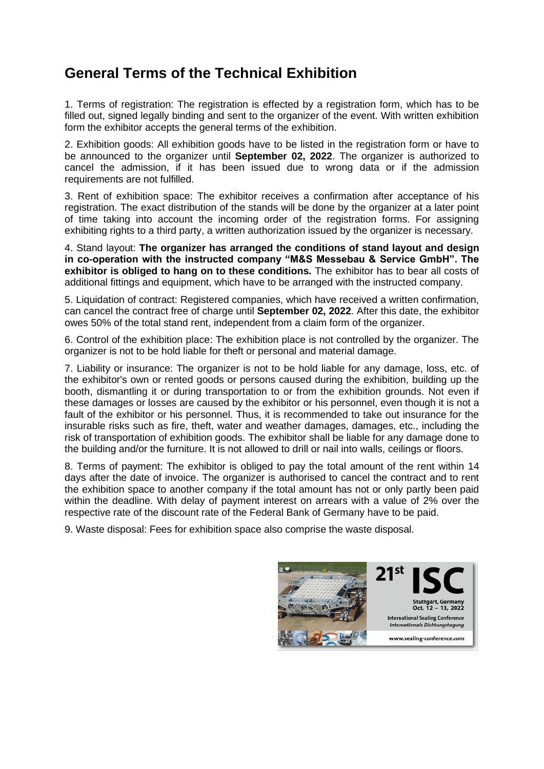# General Terms of the Technical Exhibition

1. Terms of registration: The registration is effected by a registration form, which has to be filled out, signed legally binding and sent to the organizer of the event. With written exhibition form the exhibitor accepts the general terms of the exhibition.

2. Exhibition goods: All exhibition goods have to be listed in the registration form or have to be announced to the organizer until **September 02, 2022**. The organizer is authorized to cancel the admission, if it has been issued due to wrong data or if the admission requirements are not fulfilled.

3. Rent of exhibition space: The exhibitor receives a confirmation after acceptance of his registration. The exact distribution of the stands will be done by the organizer at a later point of time taking into account the incoming order of the registration forms. For assigning exhibiting rights to a third party, a written authorization issued by the organizer is necessary.

4. Stand layout: **The organizer has arranged the conditions of stand layout and design in co-operation with the instructed company "M&S Messebau & Service GmbH". The exhibitor is obliged to hang on to these conditions.** The exhibitor has to bear all costs of additional fittings and equipment, which have to be arranged with the instructed company.

5. Liquidation of contract: Registered companies, which have received a written confirmation, can cancel the contract free of charge until **September 02, 2022**. After this date, the exhibitor owes 50% of the total stand rent, independent from a claim form of the organizer.

6. Control of the exhibition place: The exhibition place is not controlled by the organizer. The organizer is not to be hold liable for theft or personal and material damage.

7. Liability or insurance: The organizer is not to be hold liable for any damage, loss, etc. of the exhibitor's own or rented goods or persons caused during the exhibition, building up the booth, dismantling it or during transportation to or from the exhibition grounds. Not even if these damages or losses are caused by the exhibitor or his personnel, even though it is not a fault of the exhibitor or his personnel. Thus, it is recommended to take out insurance for the insurable risks such as fire, theft, water and weather damages, damages, etc., including the risk of transportation of exhibition goods. The exhibitor shall be liable for any damage done to the building and/or the furniture. It is not allowed to drill or nail into walls, ceilings or floors.

8. Terms of payment: The exhibitor is obliged to pay the total amount of the rent within 14 days after the date of invoice. The organizer is authorised to cancel the contract and to rent the exhibition space to another company if the total amount has not or only partly been paid within the deadline. With delay of payment interest on arrears with a value of 2% over the respective rate of the discount rate of the Federal Bank of Germany have to be paid.

9. Waste disposal: Fees for exhibition space also comprise the waste disposal.

21st ISC
Stuttgart, Germany
Oct. 12 – 13, 2022
International Sealing Conference
*Internationale Dichtungstagung*
www.sealing-conference.com